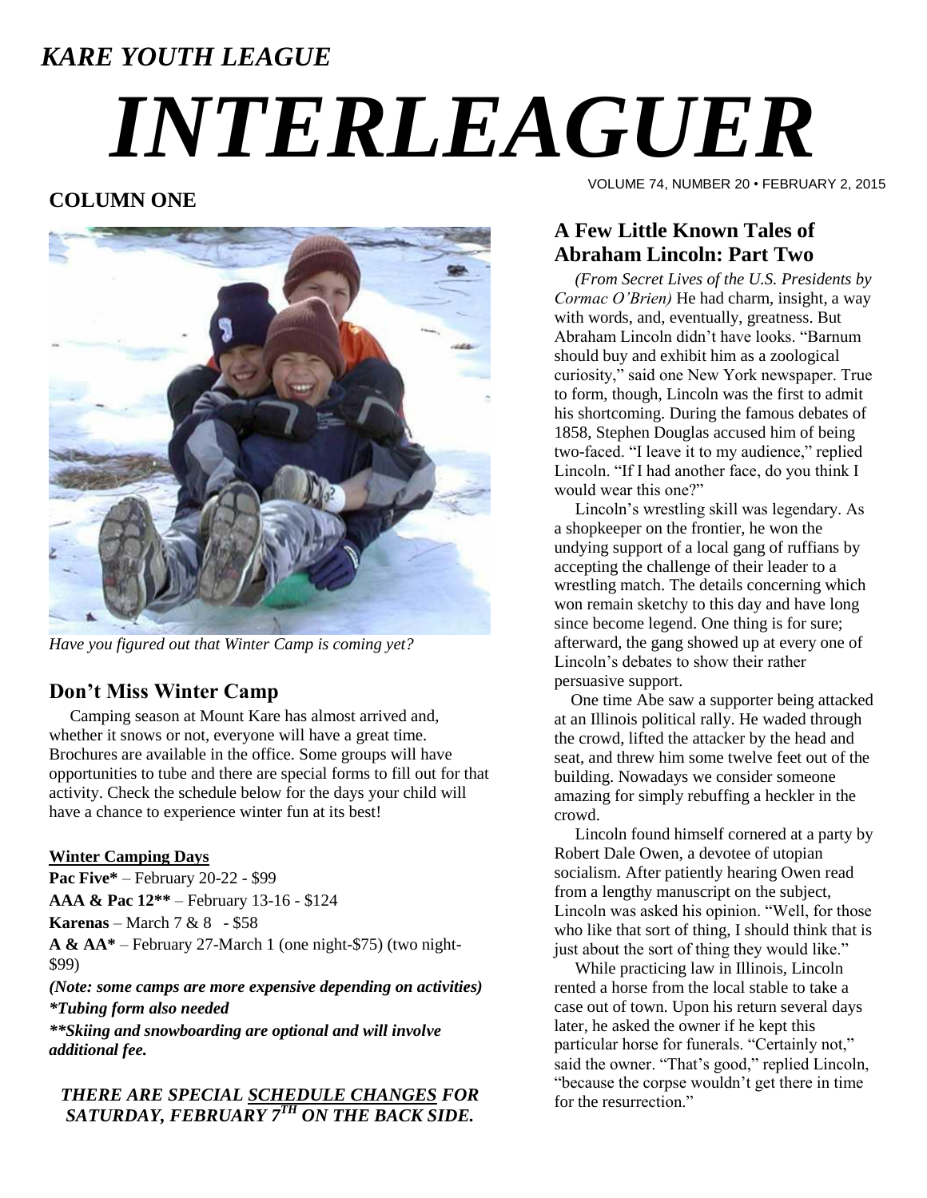*KARE YOUTH LEAGUE*

# *INTERLEAGUER*

VOLUME 74, NUMBER 20 • FEBRUARY 2, 2015

## COLUMN ONE

*Have you figured out that Winter Camp is coming yet?*

### Don't Miss Winter Camp

Camping season at Mount Kare has almost arrived and, whether it snows or not, everyone will have a great time. Brochures are available in the office. Some groups will have opportunities to tube and there are special forms to fill out for that activity. Check the schedule below for the days your child will have a chance to experience winter fun at its best!

**Winter Camping Days**

**Pac Five*** – February 20-22 - $99

**AAA & Pac 12**** – February 13-16 - $124

**Karenas** – March 7 & 8 - $58

**A & AA*** – February 27-March 1 (one night-$75) (two night-$99)

***(Note: some camps are more expensive depending on activities)***

****Tubing form also needed***

*****Skiing and snowboarding are optional and will involve additional fee.***

***THERE ARE SPECIAL SCHEDULE CHANGES FOR SATURDAY, FEBRUARY 7TH ON THE BACK SIDE.***

### A Few Little Known Tales of Abraham Lincoln: Part Two

*(From Secret Lives of the U.S. Presidents by Cormac O'Brien)* He had charm, insight, a way with words, and, eventually, greatness. But Abraham Lincoln didn't have looks. "Barnum should buy and exhibit him as a zoological curiosity," said one New York newspaper. True to form, though, Lincoln was the first to admit his shortcoming. During the famous debates of 1858, Stephen Douglas accused him of being two-faced. "I leave it to my audience," replied Lincoln. "If I had another face, do you think I would wear this one?"

Lincoln's wrestling skill was legendary. As a shopkeeper on the frontier, he won the undying support of a local gang of ruffians by accepting the challenge of their leader to a wrestling match. The details concerning which won remain sketchy to this day and have long since become legend. One thing is for sure; afterward, the gang showed up at every one of Lincoln's debates to show their rather persuasive support.

One time Abe saw a supporter being attacked at an Illinois political rally. He waded through the crowd, lifted the attacker by the head and seat, and threw him some twelve feet out of the building. Nowadays we consider someone amazing for simply rebuffing a heckler in the crowd.

Lincoln found himself cornered at a party by Robert Dale Owen, a devotee of utopian socialism. After patiently hearing Owen read from a lengthy manuscript on the subject, Lincoln was asked his opinion. "Well, for those who like that sort of thing, I should think that is just about the sort of thing they would like."

While practicing law in Illinois, Lincoln rented a horse from the local stable to take a case out of town. Upon his return several days later, he asked the owner if he kept this particular horse for funerals. "Certainly not," said the owner. "That's good," replied Lincoln, "because the corpse wouldn't get there in time for the resurrection."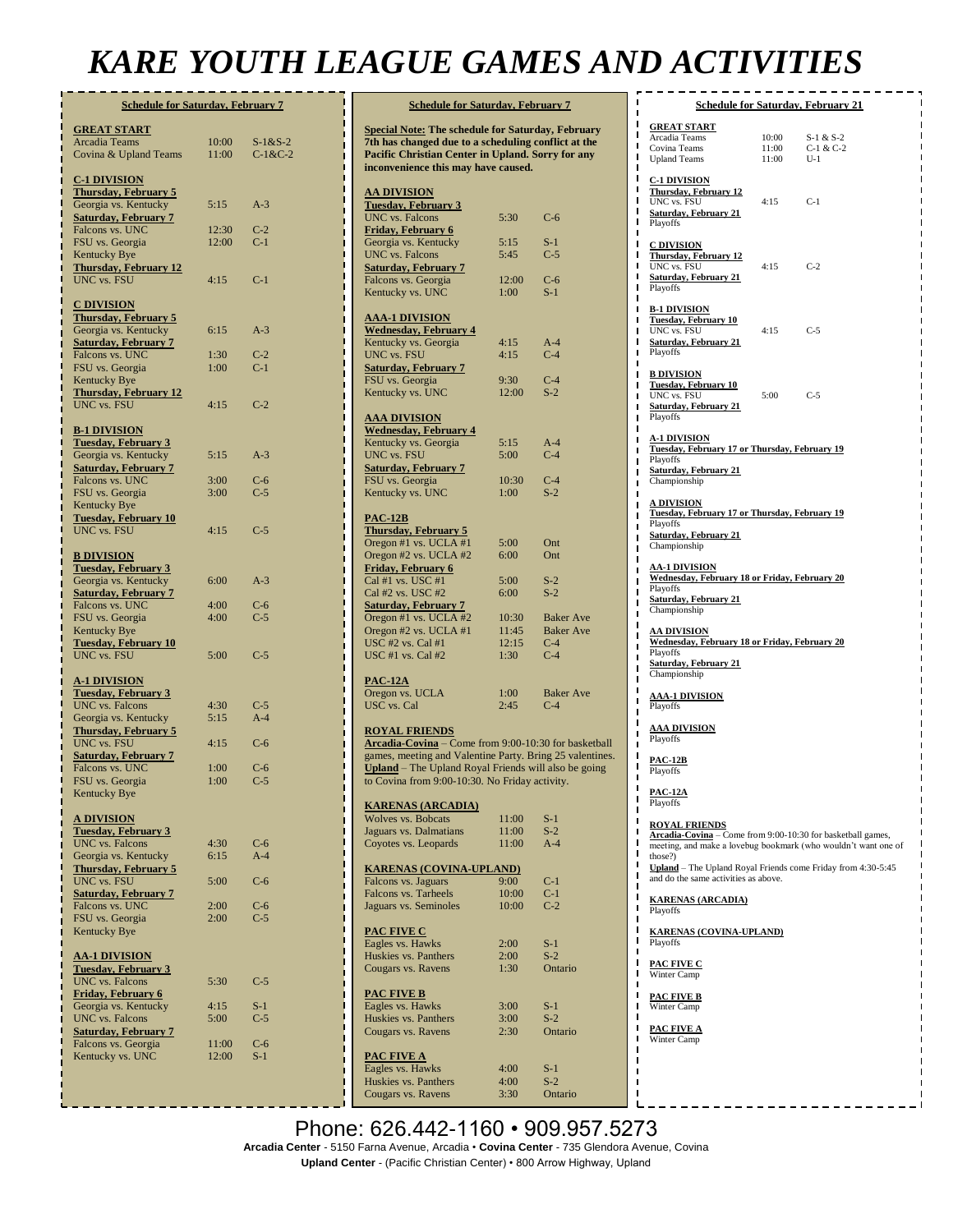# KARE YOUTH LEAGUE GAMES AND ACTIVITIES

**Schedule for Saturday, February 7**

**GREAT START**

| | | |
|---|---|---|
| Arcadia Teams | 10:00 | S-1&S-2 |
| Covina & Upland Teams | 11:00 | C-1&C-2 |

**C-1 DIVISION**

| | | |
|---|---|---|
| **Thursday, February 5** | | |
| Georgia vs. Kentucky | 5:15 | A-3 |
| **Saturday, February 7** | | |
| Falcons vs. UNC | 12:30 | C-2 |
| FSU vs. Georgia | 12:00 | C-1 |
| Kentucky Bye | | |
| **Thursday, February 12** | | |
| UNC vs. FSU | 4:15 | C-1 |

**C DIVISION**

| | | |
|---|---|---|
| **Thursday, February 5** | | |
| Georgia vs. Kentucky | 6:15 | A-3 |
| **Saturday, February 7** | | |
| Falcons vs. UNC | 1:30 | C-2 |
| FSU vs. Georgia | 1:00 | C-1 |
| Kentucky Bye | | |
| **Thursday, February 12** | | |
| UNC vs. FSU | 4:15 | C-2 |

**B-1 DIVISION**

| | | |
|---|---|---|
| **Tuesday, February 3** | | |
| Georgia vs. Kentucky | 5:15 | A-3 |
| **Saturday, February 7** | | |
| Falcons vs. UNC | 3:00 | C-6 |
| FSU vs. Georgia | 3:00 | C-5 |
| Kentucky Bye | | |
| **Tuesday, February 10** | | |
| UNC vs. FSU | 4:15 | C-5 |

**B DIVISION**

| | | |
|---|---|---|
| **Tuesday, February 3** | | |
| Georgia vs. Kentucky | 6:00 | A-3 |
| **Saturday, February 7** | | |
| Falcons vs. UNC | 4:00 | C-6 |
| FSU vs. Georgia | 4:00 | C-5 |
| Kentucky Bye | | |
| **Tuesday, February 10** | | |
| UNC vs. FSU | 5:00 | C-5 |

**A-1 DIVISION**

| | | |
|---|---|---|
| **Tuesday, February 3** | | |
| UNC vs. Falcons | 4:30 | C-5 |
| Georgia vs. Kentucky | 5:15 | A-4 |
| **Thursday, February 5** | | |
| UNC vs. FSU | 4:15 | C-6 |
| **Saturday, February 7** | | |
| Falcons vs. UNC | 1:00 | C-6 |
| FSU vs. Georgia | 1:00 | C-5 |
| Kentucky Bye | | |

**A DIVISION**

| | | |
|---|---|---|
| **Tuesday, February 3** | | |
| UNC vs. Falcons | 4:30 | C-6 |
| Georgia vs. Kentucky | 6:15 | A-4 |
| **Thursday, February 5** | | |
| UNC vs. FSU | 5:00 | C-6 |
| **Saturday, February 7** | | |
| Falcons vs. UNC | 2:00 | C-6 |
| FSU vs. Georgia | 2:00 | C-5 |
| Kentucky Bye | | |

**AA-1 DIVISION**

| | | |
|---|---|---|
| **Tuesday, February 3** | | |
| UNC vs. Falcons | 5:30 | C-5 |
| **Friday, February 6** | | |
| Georgia vs. Kentucky | 4:15 | S-1 |
| UNC vs. Falcons | 5:00 | C-5 |
| **Saturday, February 7** | | |
| Falcons vs. Georgia | 11:00 | C-6 |
| Kentucky vs. UNC | 12:00 | S-1 |

**Schedule for Saturday, February 7**

**Special Note: The schedule for Saturday, February 7th has changed due to a scheduling conflict at the Pacific Christian Center in Upland. Sorry for any inconvenience this may have caused.**

**AA DIVISION**

| | | |
|---|---|---|
| **Tuesday, February 3** | | |
| UNC vs. Falcons | 5:30 | C-6 |
| **Friday, February 6** | | |
| Georgia vs. Kentucky | 5:15 | S-1 |
| UNC vs. Falcons | 5:45 | C-5 |
| **Saturday, February 7** | | |
| Falcons vs. Georgia | 12:00 | C-6 |
| Kentucky vs. UNC | 1:00 | S-1 |

**AAA-1 DIVISION**

| | | |
|---|---|---|
| **Wednesday, February 4** | | |
| Kentucky vs. Georgia | 4:15 | A-4 |
| UNC vs. FSU | 4:15 | C-4 |
| **Saturday, February 7** | | |
| FSU vs. Georgia | 9:30 | C-4 |
| Kentucky vs. UNC | 12:00 | S-2 |

**AAA DIVISION**

| | | |
|---|---|---|
| **Wednesday, February 4** | | |
| Kentucky vs. Georgia | 5:15 | A-4 |
| UNC vs. FSU | 5:00 | C-4 |
| **Saturday, February 7** | | |
| FSU vs. Georgia | 10:30 | C-4 |
| Kentucky vs. UNC | 1:00 | S-2 |

**PAC-12B**

| | | |
|---|---|---|
| **Thursday, February 5** | | |
| Oregon #1 vs. UCLA #1 | 5:00 | Ont |
| Oregon #2 vs. UCLA #2 | 6:00 | Ont |
| **Friday, February 6** | | |
| Cal #1 vs. USC #1 | 5:00 | S-2 |
| Cal #2 vs. USC #2 | 6:00 | S-2 |
| **Saturday, February 7** | | |
| Oregon #1 vs. UCLA #2 | 10:30 | Baker Ave |
| Oregon #2 vs. UCLA #1 | 11:45 | Baker Ave |
| USC #2 vs. Cal #1 | 12:15 | C-4 |
| USC #1 vs. Cal #2 | 1:30 | C-4 |

**PAC-12A**

| | | |
|---|---|---|
| Oregon vs. UCLA | 1:00 | Baker Ave |
| USC vs. Cal | 2:45 | C-4 |

**ROYAL FRIENDS**

**Arcadia-Covina** – Come from 9:00-10:30 for basketball games, meeting and Valentine Party. Bring 25 valentines. **Upland** – The Upland Royal Friends will also be going to Covina from 9:00-10:30. No Friday activity.

**KARENAS (ARCADIA)**

| | | |
|---|---|---|
| Wolves vs. Bobcats | 11:00 | S-1 |
| Jaguars vs. Dalmatians | 11:00 | S-2 |
| Coyotes vs. Leopards | 11:00 | A-4 |

**KARENAS (COVINA-UPLAND)**

| | | |
|---|---|---|
| Falcons vs. Jaguars | 9:00 | C-1 |
| Falcons vs. Tarheels | 10:00 | C-1 |
| Jaguars vs. Seminoles | 10:00 | C-2 |

**PAC FIVE C**

| | | |
|---|---|---|
| Eagles vs. Hawks | 2:00 | S-1 |
| Huskies vs. Panthers | 2:00 | S-2 |
| Cougars vs. Ravens | 1:30 | Ontario |

**PAC FIVE B**

| | | |
|---|---|---|
| Eagles vs. Hawks | 3:00 | S-1 |
| Huskies vs. Panthers | 3:00 | S-2 |
| Cougars vs. Ravens | 2:30 | Ontario |

**PAC FIVE A**

| | | |
|---|---|---|
| Eagles vs. Hawks | 4:00 | S-1 |
| Huskies vs. Panthers | 4:00 | S-2 |
| Cougars vs. Ravens | 3:30 | Ontario |

**Schedule for Saturday, February 21**

**GREAT START**

| | | |
|---|---|---|
| Arcadia Teams | 10:00 | S-1 & S-2 |
| Covina Teams | 11:00 | C-1 & C-2 |
| Upland Teams | 11:00 | U-1 |

**C-1 DIVISION**

| | | |
|---|---|---|
| **Thursday, February 12** | | |
| UNC vs. FSU | 4:15 | C-1 |
| **Saturday, February 21** | | |
| Playoffs | | |

**C DIVISION**

| | | |
|---|---|---|
| **Thursday, February 12** | | |
| UNC vs. FSU | 4:15 | C-2 |
| **Saturday, February 21** | | |
| Playoffs | | |

**B-1 DIVISION**

| | | |
|---|---|---|
| **Tuesday, February 10** | | |
| UNC vs. FSU | 4:15 | C-5 |
| **Saturday, February 21** | | |
| Playoffs | | |

**B DIVISION**

| | | |
|---|---|---|
| **Tuesday, February 10** | | |
| UNC vs. FSU | 5:00 | C-5 |
| **Saturday, February 21** | | |
| Playoffs | | |

**A-1 DIVISION**

**Tuesday, February 17 or Thursday, February 19**
Playoffs
**Saturday, February 21**
Championship

**A DIVISION**

**Tuesday, February 17 or Thursday, February 19**
Playoffs
**Saturday, February 21**
Championship

**AA-1 DIVISION**

**Wednesday, February 18 or Friday, February 20**
Playoffs
**Saturday, February 21**
Championship

**AA DIVISION**

**Wednesday, February 18 or Friday, February 20**
Playoffs
**Saturday, February 21**
Championship

**AAA-1 DIVISION**
Playoffs

**AAA DIVISION**
Playoffs

**PAC-12B**
Playoffs

**PAC-12A**
Playoffs

**ROYAL FRIENDS**

**Arcadia-Covina** – Come from 9:00-10:30 for basketball games, meeting, and make a lovebug bookmark (who wouldn't want one of those?)

**Upland** – The Upland Royal Friends come Friday from 4:30-5:45 and do the same activities as above.

**KARENAS (ARCADIA)**
Playoffs

**KARENAS (COVINA-UPLAND)**
Playoffs

**PAC FIVE C**
Winter Camp

**PAC FIVE B**
Winter Camp

**PAC FIVE A**
Winter Camp

Phone: 626.442-1160 • 909.957.5273

**Arcadia Center** - 5150 Farna Avenue, Arcadia • **Covina Center** - 735 Glendora Avenue, Covina

**Upland Center** - (Pacific Christian Center) • 800 Arrow Highway, Upland